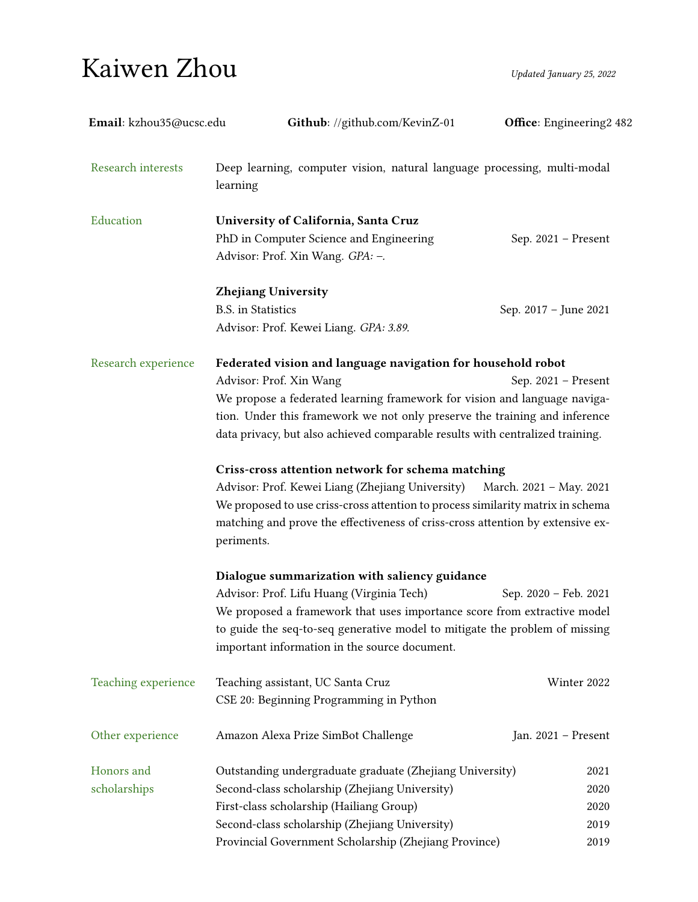# Kaiwen Zhou

*Updated January 25, 2022*

**Email**: kzhou35@ucsc.edu **Github**: //github.com/KevinZ-01 **Office**: Engineering2 482

## Research interests

Deep learning, computer vision, natural language processing, multi-modal learning

## Education

**University of California, Santa Cruz**
PhD in Computer Science and Engineering — Sep. 2021 – Present
Advisor: Prof. Xin Wang. *GPA: –.*

**Zhejiang University**
B.S. in Statistics — Sep. 2017 – June 2021
Advisor: Prof. Kewei Liang. *GPA: 3.89.*

## Research experience

**Federated vision and language navigation for household robot**
Advisor: Prof. Xin Wang — Sep. 2021 – Present
We propose a federated learning framework for vision and language navigation. Under this framework we not only preserve the training and inference data privacy, but also achieved comparable results with centralized training.

**Criss-cross attention network for schema matching**
Advisor: Prof. Kewei Liang (Zhejiang University) — March. 2021 – May. 2021
We proposed to use criss-cross attention to process similarity matrix in schema matching and prove the effectiveness of criss-cross attention by extensive experiments.

**Dialogue summarization with saliency guidance**
Advisor: Prof. Lifu Huang (Virginia Tech) — Sep. 2020 – Feb. 2021
We proposed a framework that uses importance score from extractive model to guide the seq-to-seq generative model to mitigate the problem of missing important information in the source document.

## Teaching experience

Teaching assistant, UC Santa Cruz — Winter 2022
CSE 20: Beginning Programming in Python

## Other experience

Amazon Alexa Prize SimBot Challenge — Jan. 2021 – Present

## Honors and scholarships

- Outstanding undergraduate graduate (Zhejiang University) — 2021
- Second-class scholarship (Zhejiang University) — 2020
- First-class scholarship (Hailiang Group) — 2020
- Second-class scholarship (Zhejiang University) — 2019
- Provincial Government Scholarship (Zhejiang Province) — 2019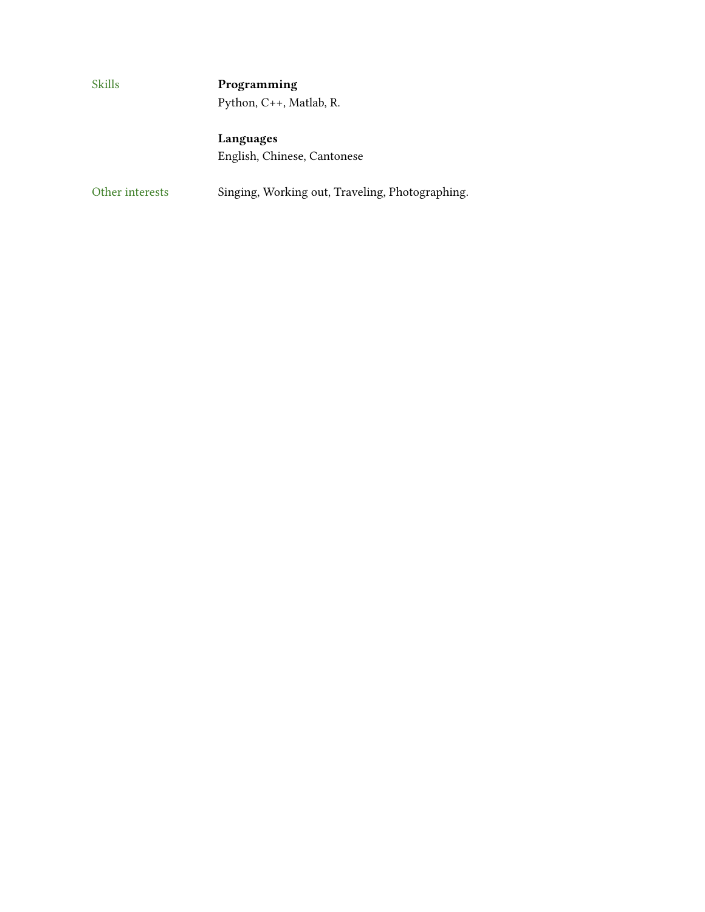## Skills

**Programming**
Python, C++, Matlab, R.

**Languages**
English, Chinese, Cantonese

## Other interests

Singing, Working out, Traveling, Photographing.